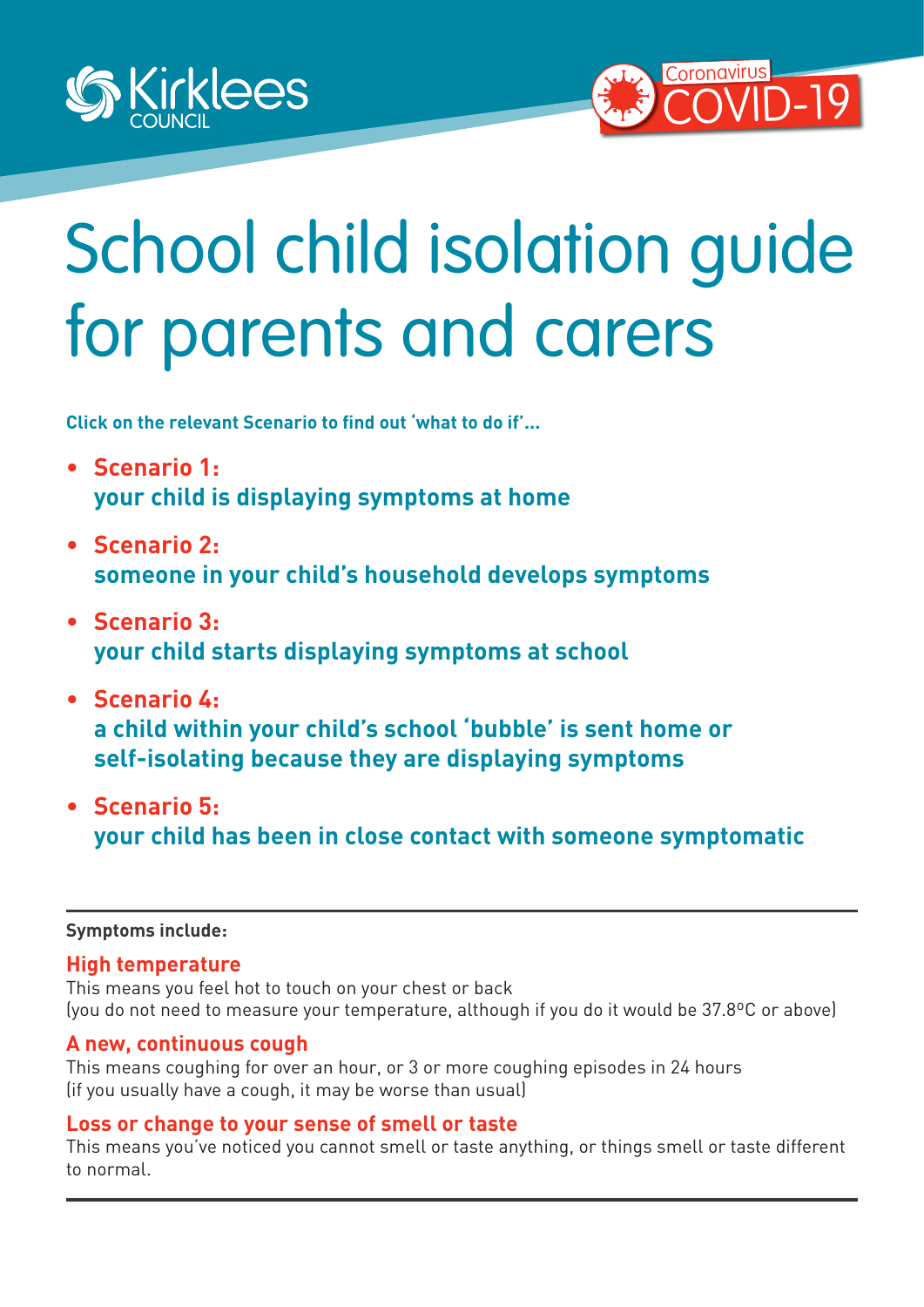Kirklees COUNCIL

Coronavirus COVID-19

# School child isolation guide for parents and carers

**Click on the relevant Scenario to find out 'what to do if'...**

- **Scenario 1:**
  **your child is displaying symptoms at home**
- **Scenario 2:**
  **someone in your child's household develops symptoms**
- **Scenario 3:**
  **your child starts displaying symptoms at school**
- **Scenario 4:**
  **a child within your child's school 'bubble' is sent home or self-isolating because they are displaying symptoms**
- **Scenario 5:**
  **your child has been in close contact with someone symptomatic**

---

**Symptoms include:**

**High temperature**
This means you feel hot to touch on your chest or back
(you do not need to measure your temperature, although if you do it would be 37.8ºC or above)

**A new, continuous cough**
This means coughing for over an hour, or 3 or more coughing episodes in 24 hours
(if you usually have a cough, it may be worse than usual)

**Loss or change to your sense of smell or taste**
This means you've noticed you cannot smell or taste anything, or things smell or taste different to normal.

---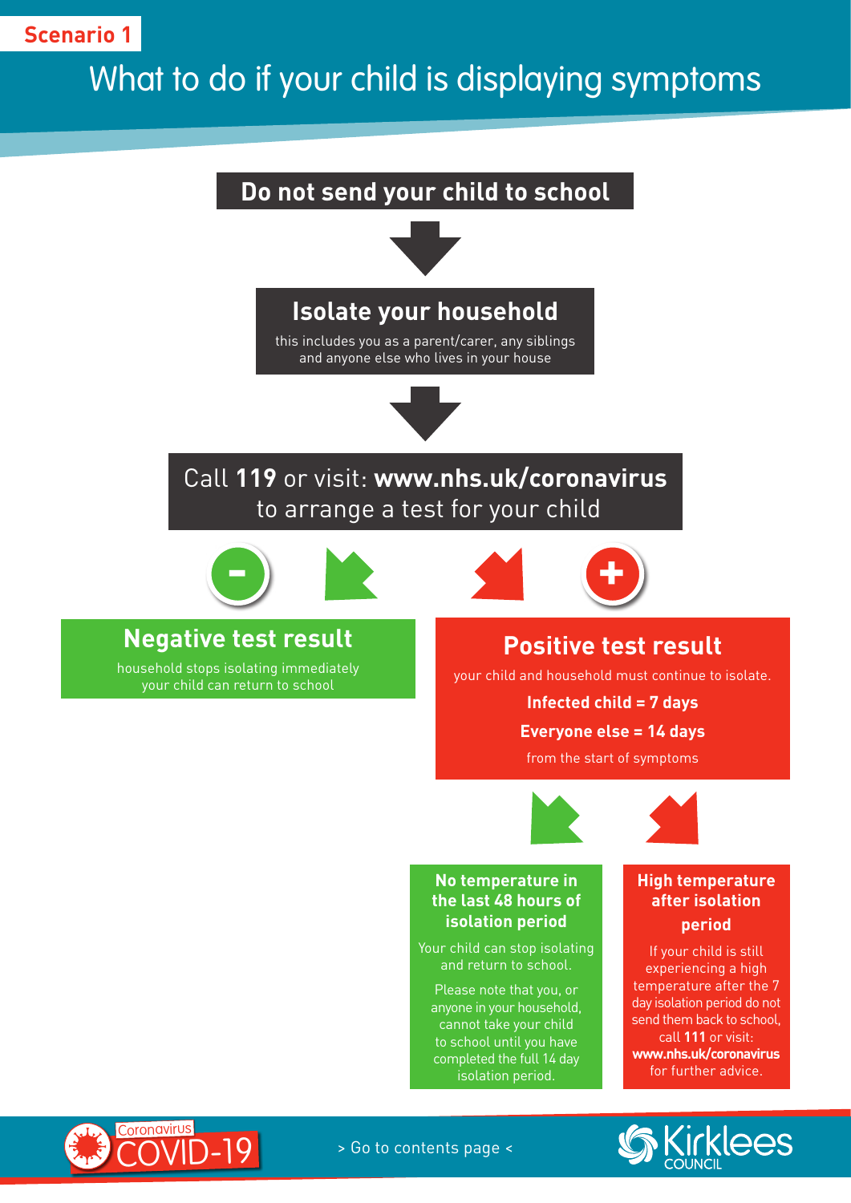**Scenario 1**

# What to do if your child is displaying symptoms

## Do not send your child to school

## Isolate your household

this includes you as a parent/carer, any siblings and anyone else who lives in your house

Call **119** or visit: **www.nhs.uk/coronavirus** to arrange a test for your child

### Negative test result

household stops isolating immediately your child can return to school

### Positive test result

your child and household must continue to isolate.

**Infected child = 7 days**

**Everyone else = 14 days**

from the start of symptoms

#### No temperature in the last 48 hours of isolation period

Your child can stop isolating and return to school.

Please note that you, or anyone in your household, cannot take your child to school until you have completed the full 14 day isolation period.

#### High temperature after isolation period

If your child is still experiencing a high temperature after the 7 day isolation period do not send them back to school, call **111** or visit: **www.nhs.uk/coronavirus** for further advice.

> Go to contents page <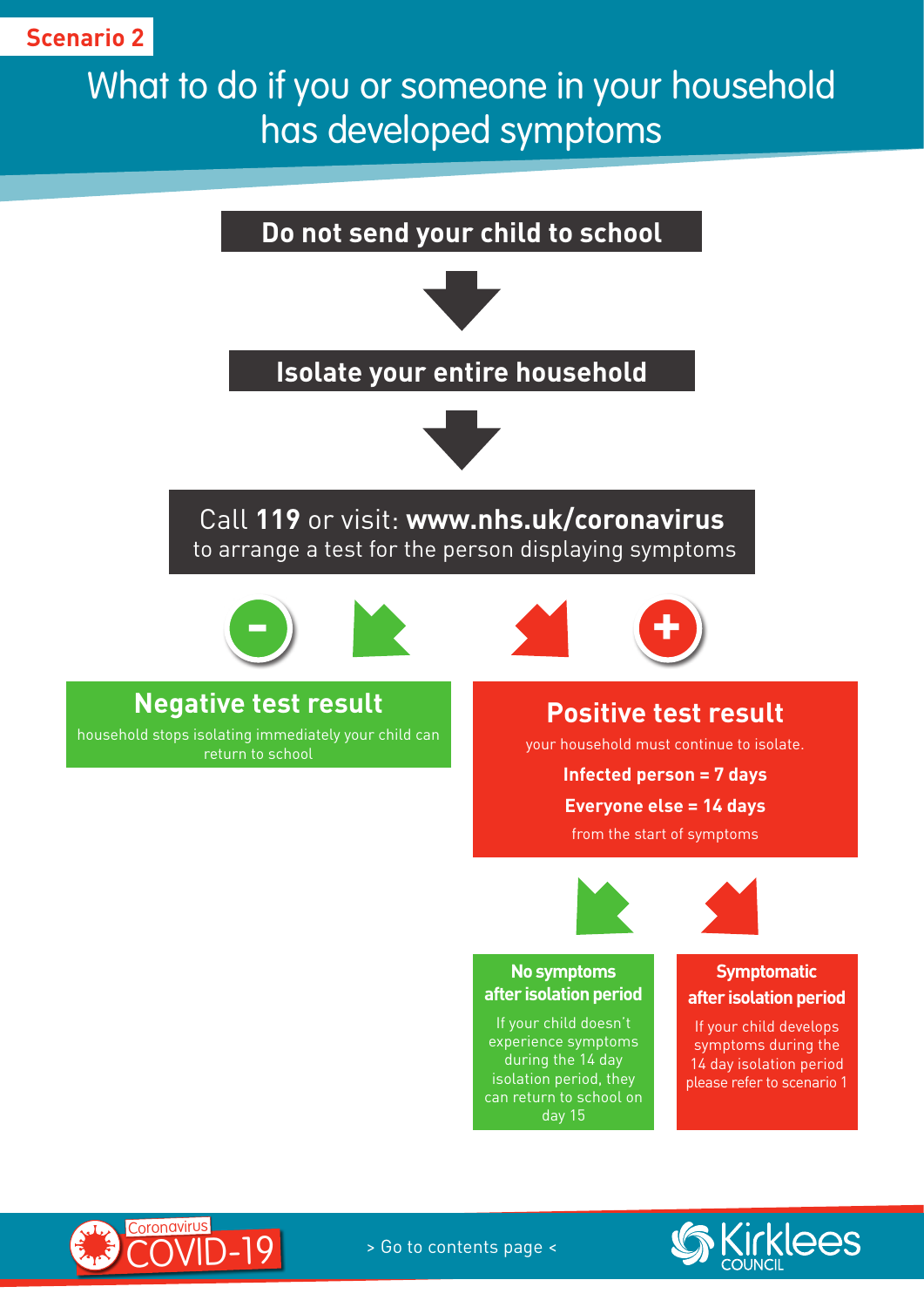**Scenario 2**

# What to do if you or someone in your household has developed symptoms

**Do not send your child to school**

**Isolate your entire household**

Call **119** or visit: **www.nhs.uk/coronavirus**
to arrange a test for the person displaying symptoms

## Negative test result

household stops isolating immediately your child can return to school

## Positive test result

your household must continue to isolate.

**Infected person = 7 days**

**Everyone else = 14 days**

from the start of symptoms

### No symptoms after isolation period

If your child doesn't experience symptoms during the 14 day isolation period, they can return to school on day 15

### Symptomatic after isolation period

If your child develops symptoms during the 14 day isolation period please refer to scenario 1

> Go to contents page <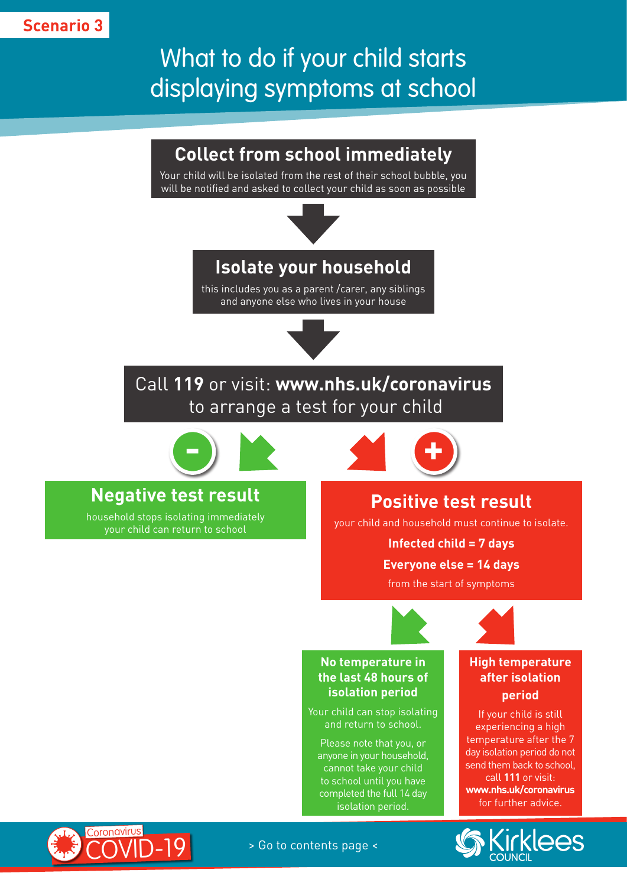Scenario 3

# What to do if your child starts displaying symptoms at school

## Collect from school immediately

Your child will be isolated from the rest of their school bubble, you will be notified and asked to collect your child as soon as possible

## Isolate your household

this includes you as a parent /carer, any siblings and anyone else who lives in your house

Call **119** or visit: **www.nhs.uk/coronavirus** to arrange a test for your child

## Negative test result

household stops isolating immediately your child can return to school

## Positive test result

your child and household must continue to isolate.

**Infected child = 7 days**

**Everyone else = 14 days**

from the start of symptoms

### No temperature in the last 48 hours of isolation period

Your child can stop isolating and return to school.

Please note that you, or anyone in your household, cannot take your child to school until you have completed the full 14 day isolation period.

### High temperature after isolation period

If your child is still experiencing a high temperature after the 7 day isolation period do not send them back to school, call **111** or visit: **www.nhs.uk/coronavirus** for further advice.

Coronavirus COVID-19

> Go to contents page <

Kirklees COUNCIL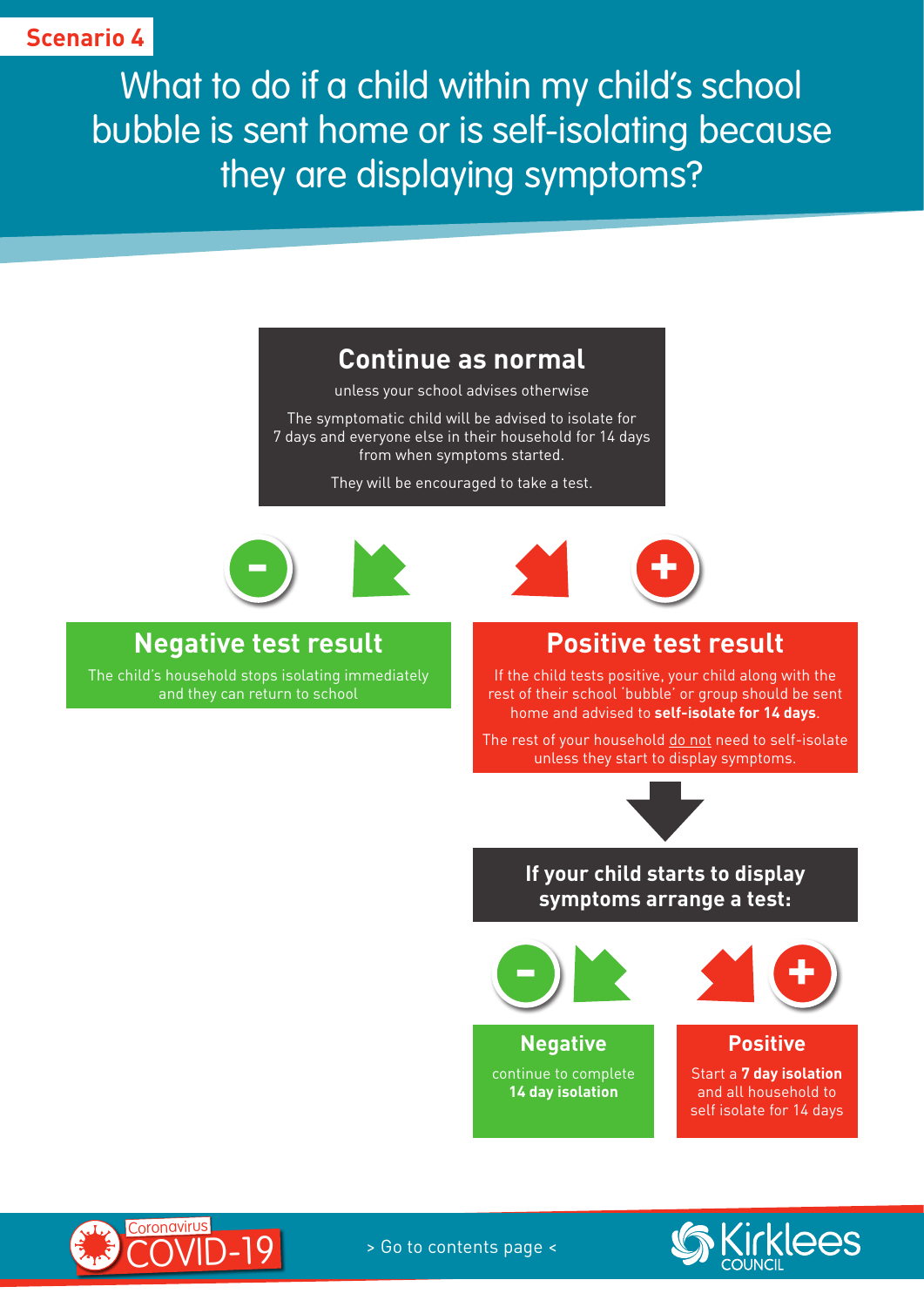**Scenario 4**

# What to do if a child within my child's school bubble is sent home or is self-isolating because they are displaying symptoms?

## Continue as normal

unless your school advises otherwise

The symptomatic child will be advised to isolate for 7 days and everyone else in their household for 14 days from when symptoms started.

They will be encouraged to take a test.

### Negative test result

The child's household stops isolating immediately and they can return to school

### Positive test result

If the child tests positive, your child along with the rest of their school 'bubble' or group should be sent home and advised to **self-isolate for 14 days**.

The rest of your household do not need to self-isolate unless they start to display symptoms.

### If your child starts to display symptoms arrange a test:

#### Negative

continue to complete **14 day isolation**

#### Positive

Start a **7 day isolation** and all household to self isolate for 14 days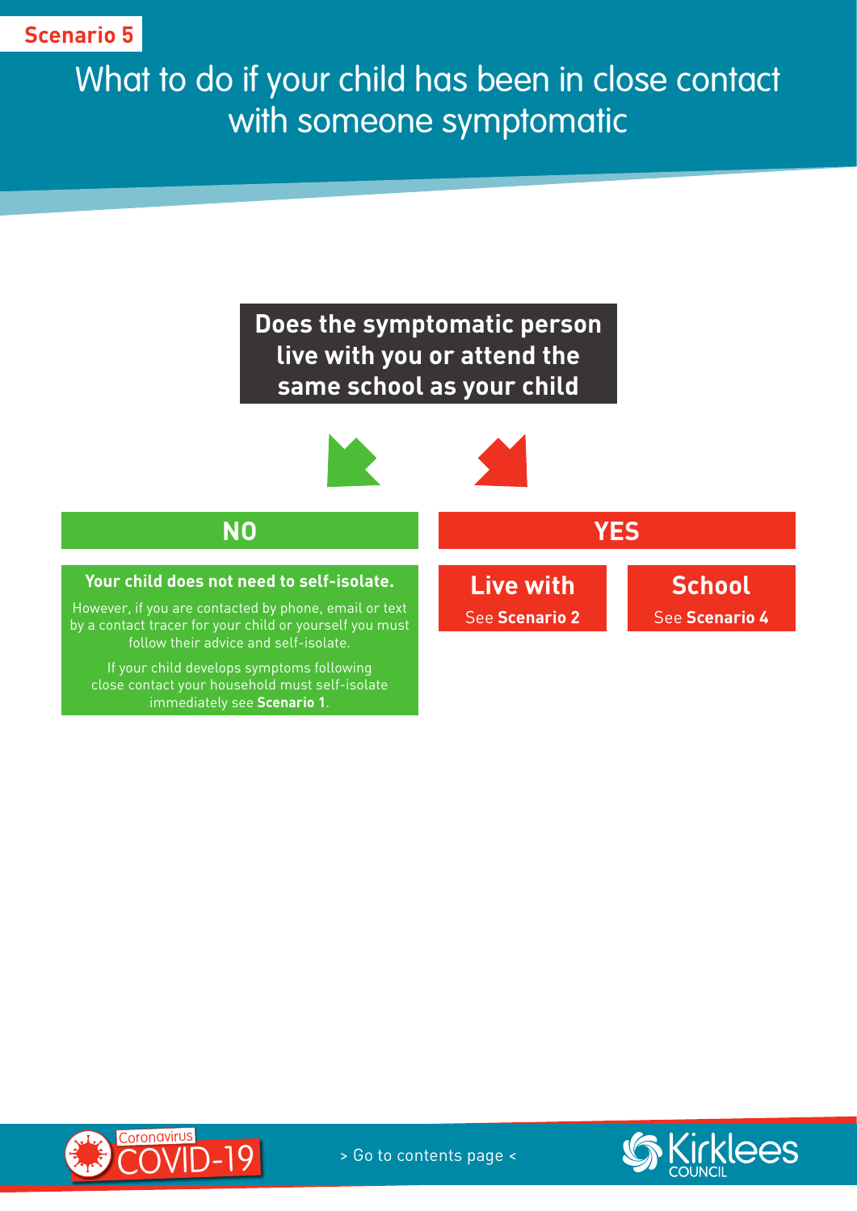**Scenario 5**

# What to do if your child has been in close contact with someone symptomatic

**Does the symptomatic person live with you or attend the same school as your child**

## NO

**Your child does not need to self-isolate.**

However, if you are contacted by phone, email or text by a contact tracer for your child or yourself you must follow their advice and self-isolate.

If your child develops symptoms following close contact your household must self-isolate immediately see **Scenario 1**.

## YES

**Live with**

See **Scenario 2**

**School**

See **Scenario 4**

> Go to contents page <